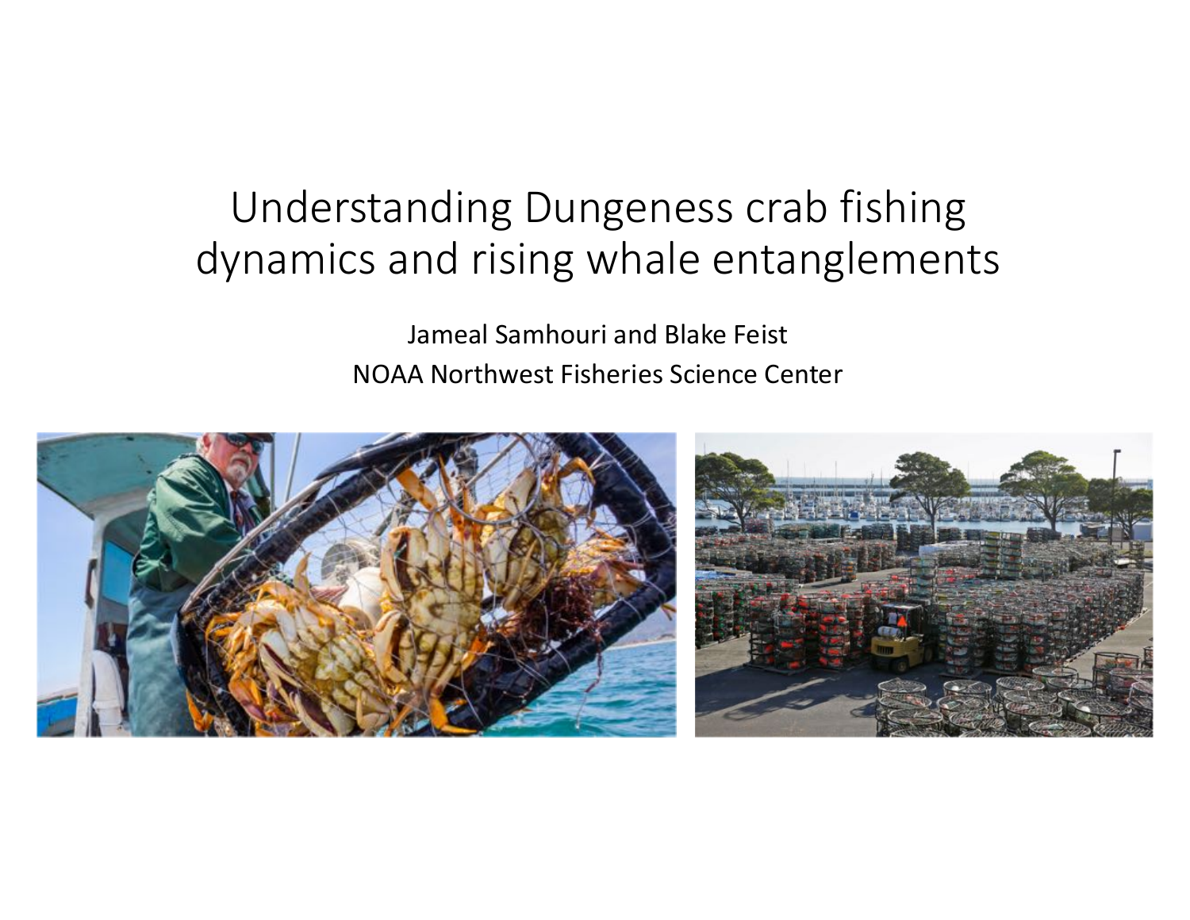# Understanding Dungeness crab fishing dynamics and rising whale entanglements

Jameal Samhouri and Blake Feist

NOAA Northwest Fisheries Science Center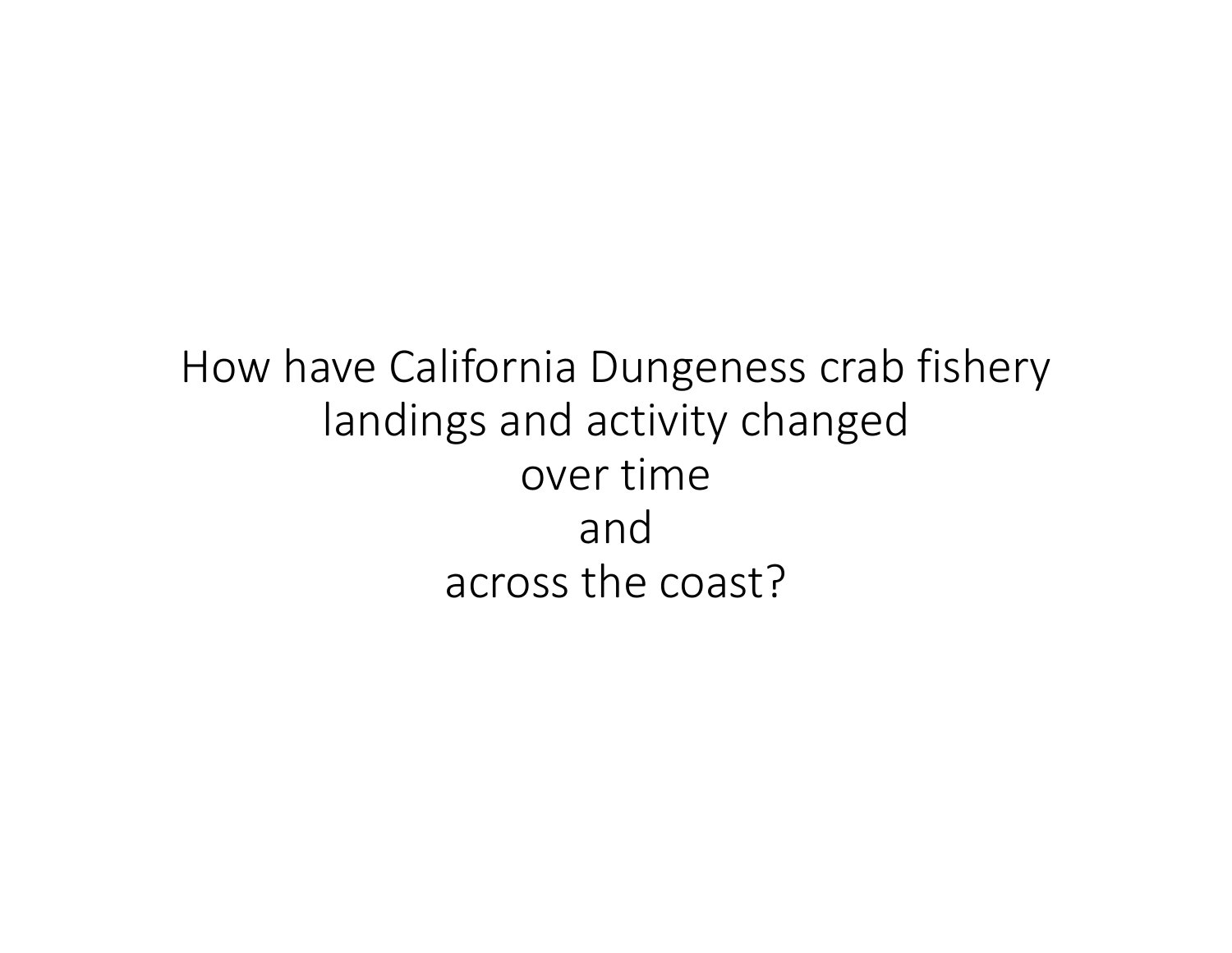How have California Dungeness crab fishery landings and activity changed
over time
and
across the coast?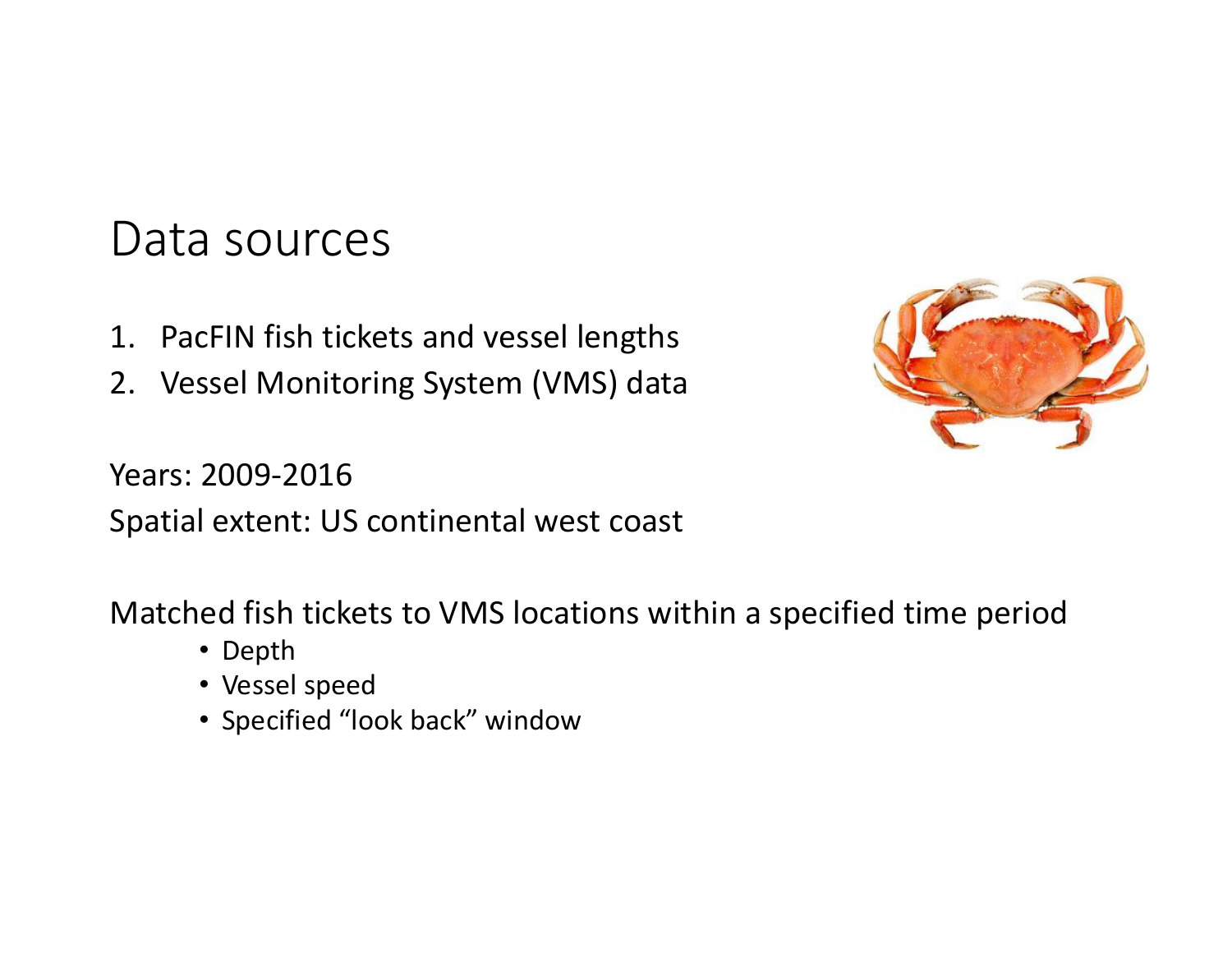# Data sources

1. PacFIN fish tickets and vessel lengths
2. Vessel Monitoring System (VMS) data

Years: 2009-2016

Spatial extent: US continental west coast

Matched fish tickets to VMS locations within a specified time period

- Depth
- Vessel speed
- Specified "look back" window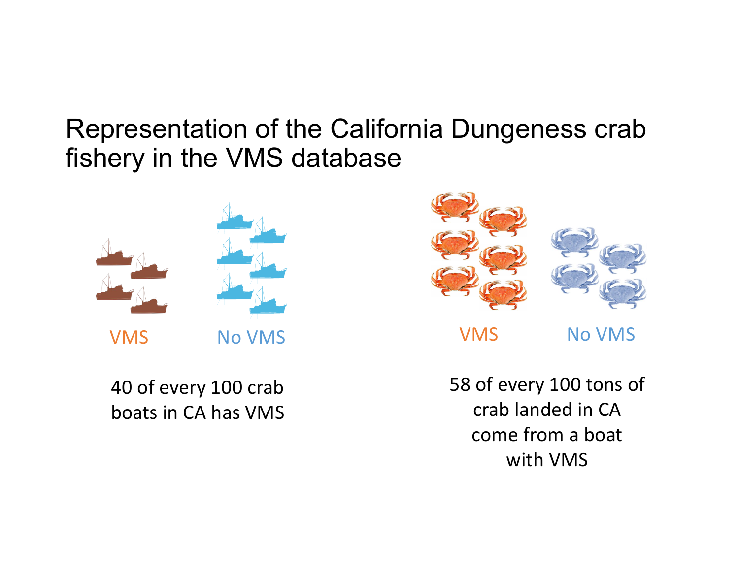# Representation of the California Dungeness crab fishery in the VMS database

VMS

No VMS

40 of every 100 crab boats in CA has VMS

VMS

No VMS

58 of every 100 tons of crab landed in CA come from a boat with VMS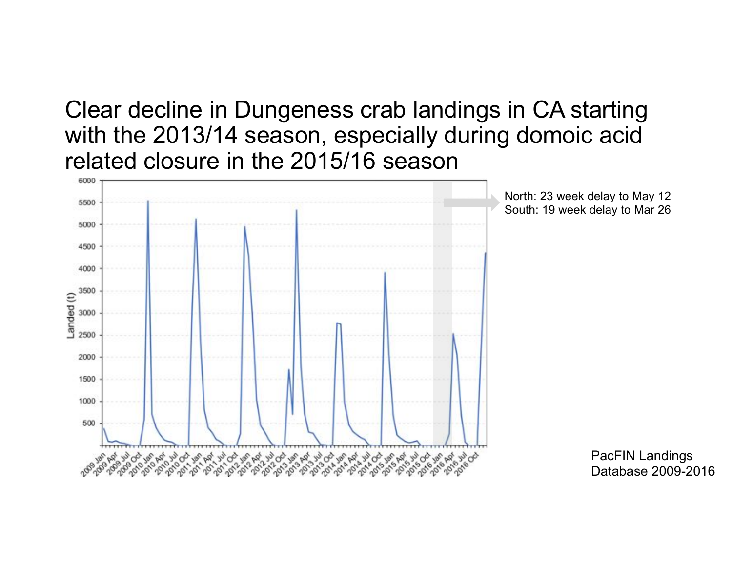# Clear decline in Dungeness crab landings in CA starting with the 2013/14 season, especially during domoic acid related closure in the 2015/16 season

North: 23 week delay to May 12
South: 19 week delay to Mar 26

PacFIN Landings Database 2009-2016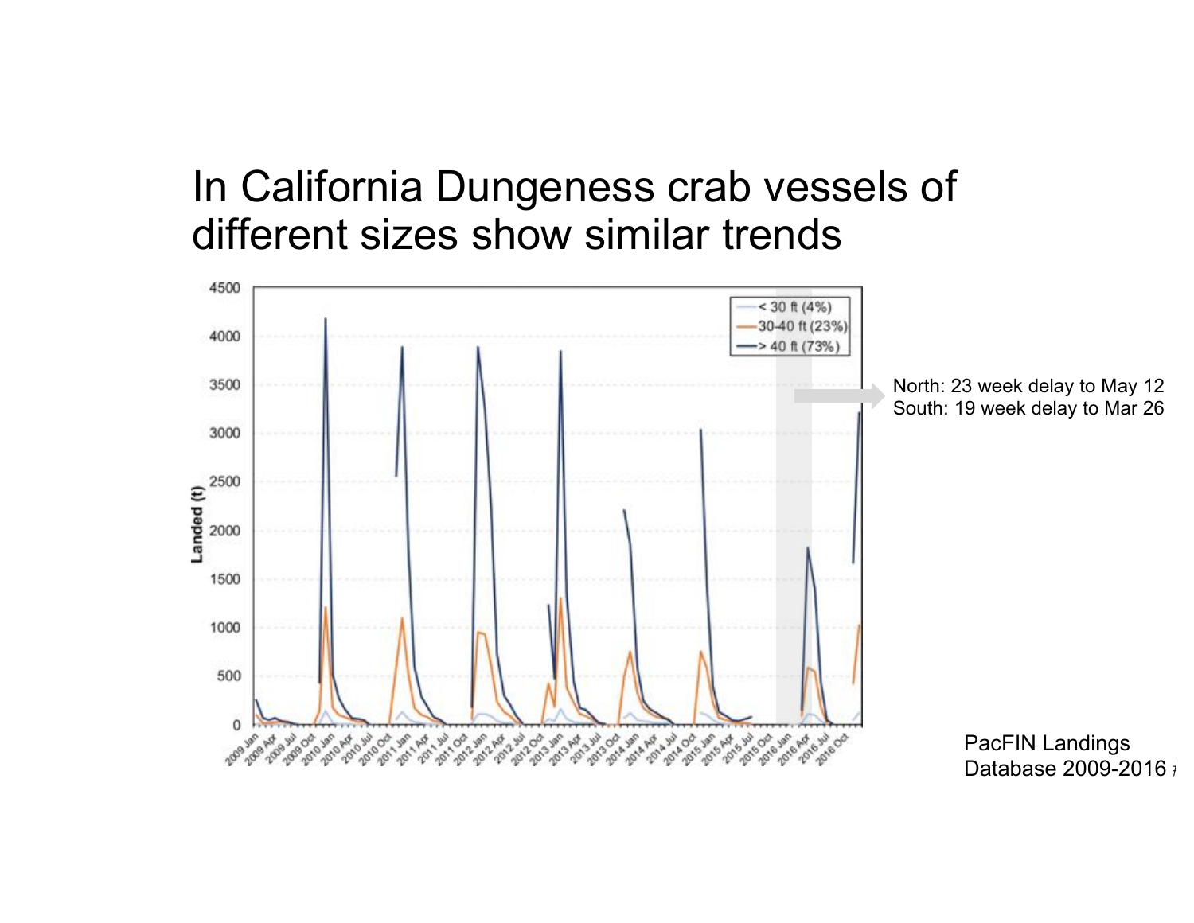# In California Dungeness crab vessels of different sizes show similar trends

North: 23 week delay to May 12
South: 19 week delay to Mar 26

PacFIN Landings Database 2009-2016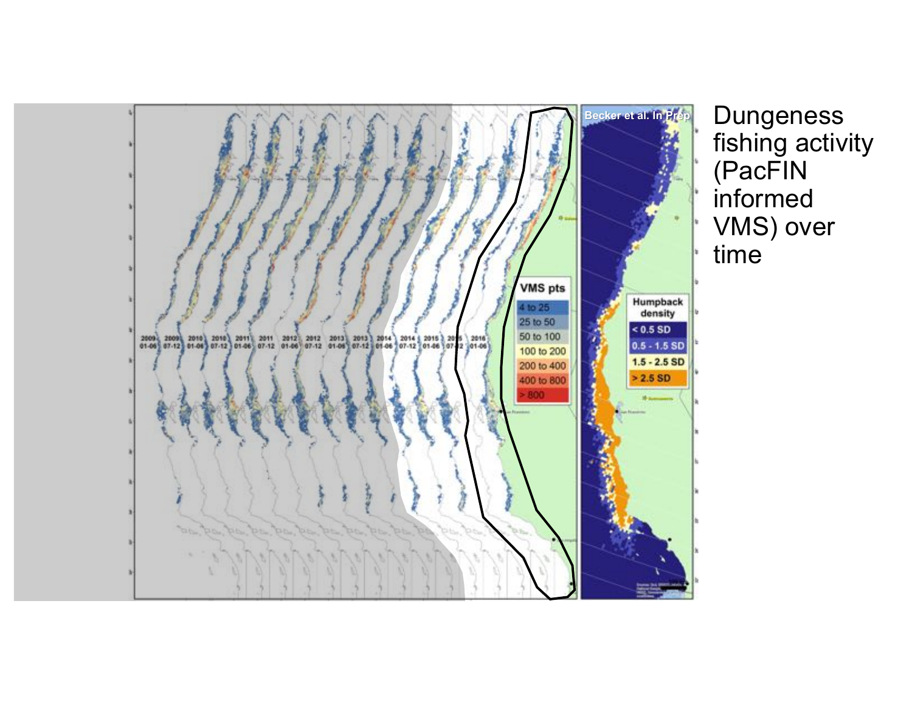Dungeness fishing activity (PacFIN informed VMS) over time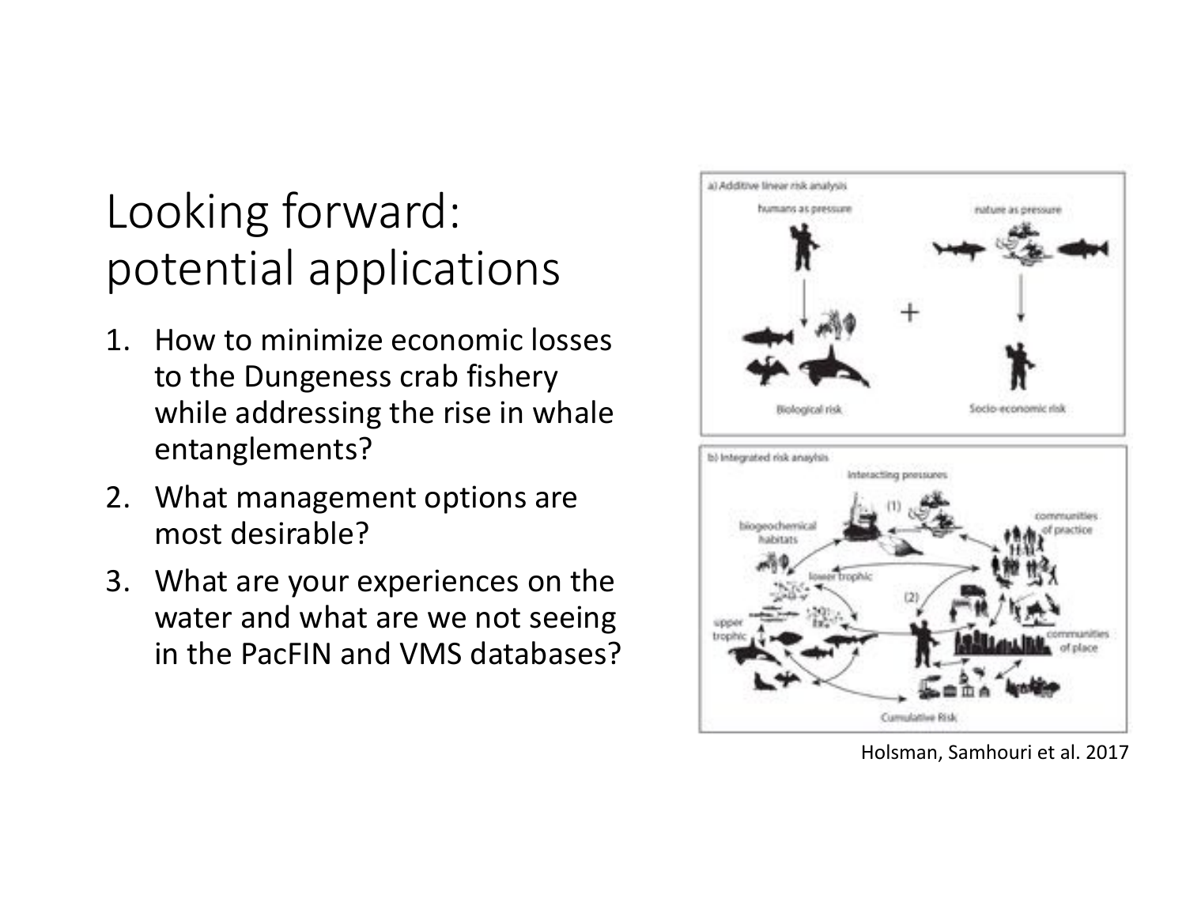# Looking forward: potential applications

1. How to minimize economic losses to the Dungeness crab fishery while addressing the rise in whale entanglements?
2. What management options are most desirable?
3. What are your experiences on the water and what are we not seeing in the PacFIN and VMS databases?

Holsman, Samhouri et al. 2017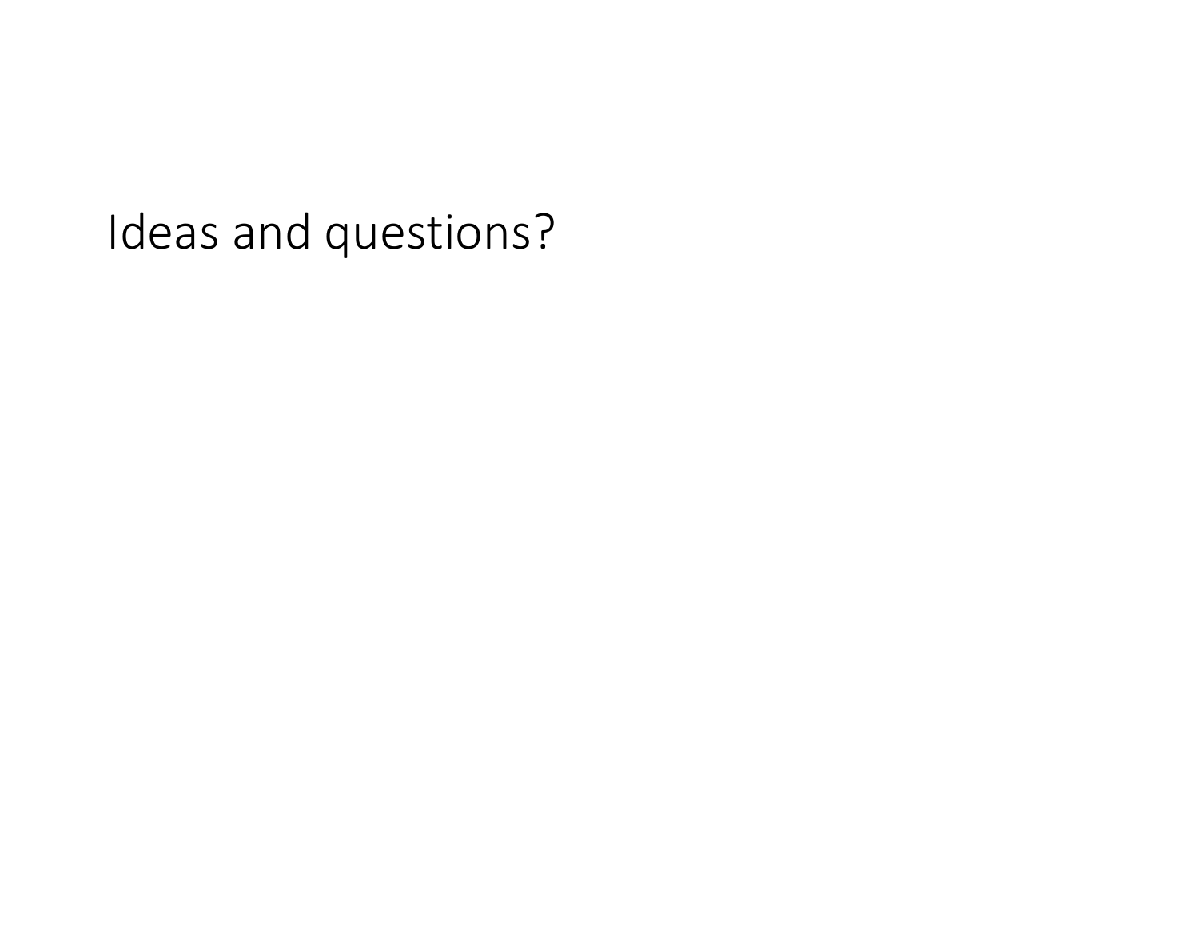Ideas and questions?